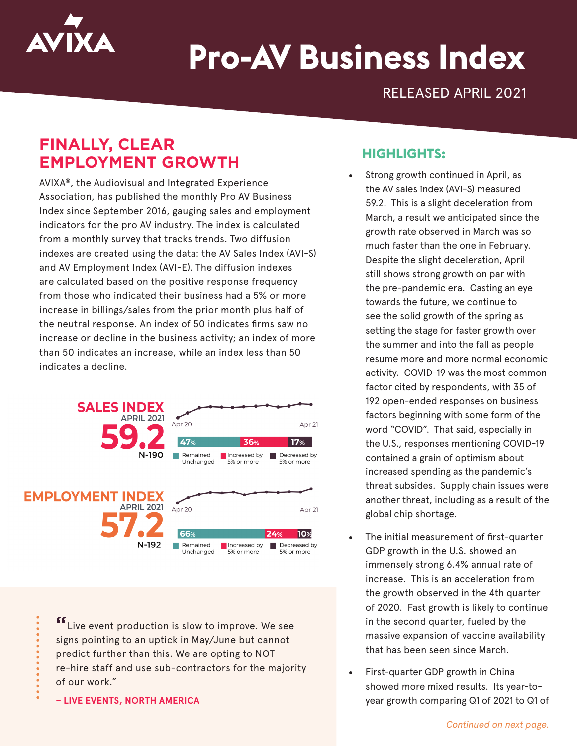# Pro-AV Business Index

RELEASED APRIL 2021

## FINALLY, CLEAR EMPLOYMENT GROWTH

AVIXA®, the Audiovisual and Integrated Experience Association, has published the monthly Pro AV Business Index since September 2016, gauging sales and employment indicators for the pro AV industry. The index is calculated from a monthly survey that tracks trends. Two diffusion indexes are created using the data: the AV Sales Index (AVI-S) and AV Employment Index (AVI-E). The diffusion indexes are calculated based on the positive response frequency from those who indicated their business had a 5% or more increase in billings/sales from the prior month plus half of the neutral response. An index of 50 indicates firms saw no increase or decline in the business activity; an index of more than 50 indicates an increase, while an index less than 50 indicates a decline.

**SALES INDEX**
APRIL 2021
**59.2**
N-190

Apr 20 – Apr 21

| Remained Unchanged | Increased by 5% or more | Decreased by 5% or more |
| --- | --- | --- |
| 47% | 36% | 17% |

**EMPLOYMENT INDEX**
APRIL 2021
**57.2**
N-192

Apr 20 – Apr 21

| Remained Unchanged | Increased by 5% or more | Decreased by 5% or more |
| --- | --- | --- |
| 66% | 24% | 10% |

> "Live event production is slow to improve. We see signs pointing to an uptick in May/June but cannot predict further than this. We are opting to NOT re-hire staff and use sub-contractors for the majority of our work."
>
> – LIVE EVENTS, NORTH AMERICA

## HIGHLIGHTS:

- Strong growth continued in April, as the AV sales index (AVI-S) measured 59.2. This is a slight deceleration from March, a result we anticipated since the growth rate observed in March was so much faster than the one in February. Despite the slight deceleration, April still shows strong growth on par with the pre-pandemic era. Casting an eye towards the future, we continue to see the solid growth of the spring as setting the stage for faster growth over the summer and into the fall as people resume more and more normal economic activity. COVID-19 was the most common factor cited by respondents, with 35 of 192 open-ended responses on business factors beginning with some form of the word "COVID". That said, especially in the U.S., responses mentioning COVID-19 contained a grain of optimism about increased spending as the pandemic's threat subsides. Supply chain issues were another threat, including as a result of the global chip shortage.

- The initial measurement of first-quarter GDP growth in the U.S. showed an immensely strong 6.4% annual rate of increase. This is an acceleration from the growth observed in the 4th quarter of 2020. Fast growth is likely to continue in the second quarter, fueled by the massive expansion of vaccine availability that has been seen since March.

- First-quarter GDP growth in China showed more mixed results. Its year-to-year growth comparing Q1 of 2021 to Q1 of

*Continued on next page.*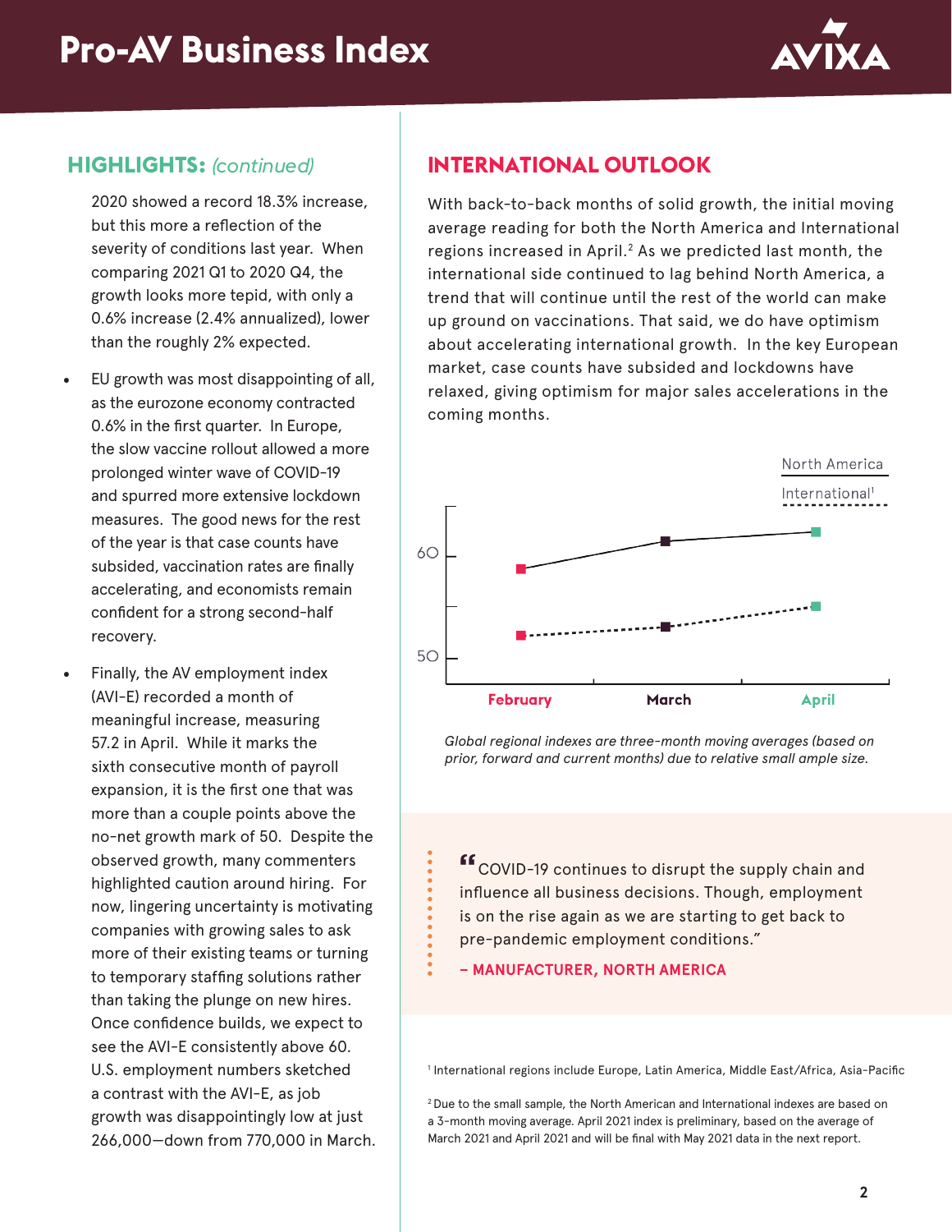## HIGHLIGHTS: *(continued)*

2020 showed a record 18.3% increase, but this more a reflection of the severity of conditions last year. When comparing 2021 Q1 to 2020 Q4, the growth looks more tepid, with only a 0.6% increase (2.4% annualized), lower than the roughly 2% expected.

- EU growth was most disappointing of all, as the eurozone economy contracted 0.6% in the first quarter. In Europe, the slow vaccine rollout allowed a more prolonged winter wave of COVID-19 and spurred more extensive lockdown measures. The good news for the rest of the year is that case counts have subsided, vaccination rates are finally accelerating, and economists remain confident for a strong second-half recovery.
- Finally, the AV employment index (AVI-E) recorded a month of meaningful increase, measuring 57.2 in April. While it marks the sixth consecutive month of payroll expansion, it is the first one that was more than a couple points above the no-net growth mark of 50. Despite the observed growth, many commenters highlighted caution around hiring. For now, lingering uncertainty is motivating companies with growing sales to ask more of their existing teams or turning to temporary staffing solutions rather than taking the plunge on new hires. Once confidence builds, we expect to see the AVI-E consistently above 60. U.S. employment numbers sketched a contrast with the AVI-E, as job growth was disappointingly low at just 266,000—down from 770,000 in March.

## INTERNATIONAL OUTLOOK

With back-to-back months of solid growth, the initial moving average reading for both the North America and International regions increased in April.[2] As we predicted last month, the international side continued to lag behind North America, a trend that will continue until the rest of the world can make up ground on vaccinations. That said, we do have optimism about accelerating international growth. In the key European market, case counts have subsided and lockdowns have relaxed, giving optimism for major sales accelerations in the coming months.

North America
International[1]

60
50

February | March | April

*Global regional indexes are three-month moving averages (based on prior, forward and current months) due to relative small ample size.*

> "COVID-19 continues to disrupt the supply chain and influence all business decisions. Though, employment is on the rise again as we are starting to get back to pre-pandemic employment conditions."
>
> **– MANUFACTURER, NORTH AMERICA**

[1] International regions include Europe, Latin America, Middle East/Africa, Asia-Pacific

[2] Due to the small sample, the North American and International indexes are based on a 3-month moving average. April 2021 index is preliminary, based on the average of March 2021 and April 2021 and will be final with May 2021 data in the next report.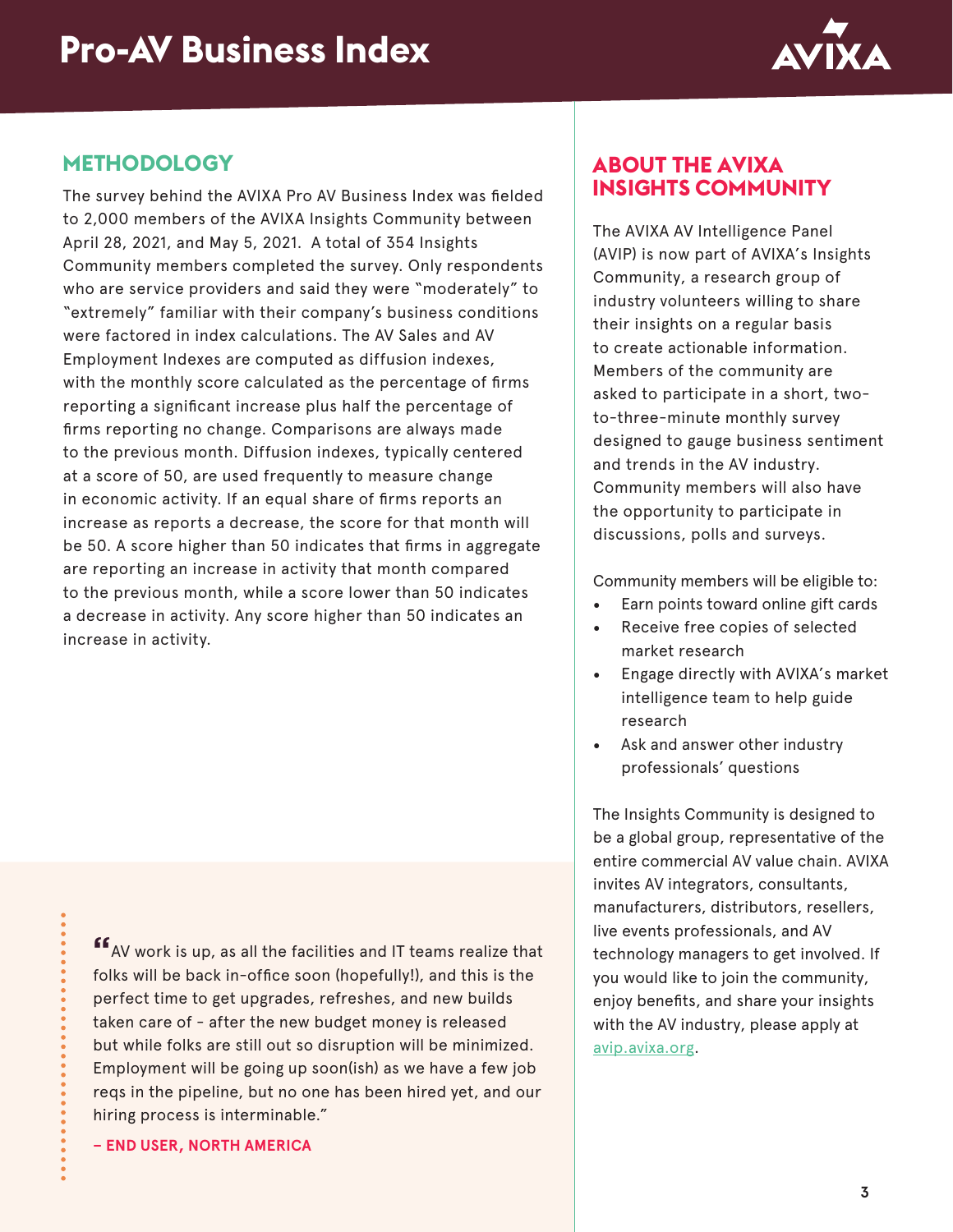## METHODOLOGY

The survey behind the AVIXA Pro AV Business Index was fielded to 2,000 members of the AVIXA Insights Community between April 28, 2021, and May 5, 2021. A total of 354 Insights Community members completed the survey. Only respondents who are service providers and said they were "moderately" to "extremely" familiar with their company's business conditions were factored in index calculations. The AV Sales and AV Employment Indexes are computed as diffusion indexes, with the monthly score calculated as the percentage of firms reporting a significant increase plus half the percentage of firms reporting no change. Comparisons are always made to the previous month. Diffusion indexes, typically centered at a score of 50, are used frequently to measure change in economic activity. If an equal share of firms reports an increase as reports a decrease, the score for that month will be 50. A score higher than 50 indicates that firms in aggregate are reporting an increase in activity that month compared to the previous month, while a score lower than 50 indicates a decrease in activity. Any score higher than 50 indicates an increase in activity.

> "AV work is up, as all the facilities and IT teams realize that folks will be back in-office soon (hopefully!), and this is the perfect time to get upgrades, refreshes, and new builds taken care of - after the new budget money is released but while folks are still out so disruption will be minimized. Employment will be going up soon(ish) as we have a few job reqs in the pipeline, but no one has been hired yet, and our hiring process is interminable."
>
> **– END USER, NORTH AMERICA**

## ABOUT THE AVIXA INSIGHTS COMMUNITY

The AVIXA AV Intelligence Panel (AVIP) is now part of AVIXA's Insights Community, a research group of industry volunteers willing to share their insights on a regular basis to create actionable information. Members of the community are asked to participate in a short, two-to-three-minute monthly survey designed to gauge business sentiment and trends in the AV industry. Community members will also have the opportunity to participate in discussions, polls and surveys.

Community members will be eligible to:

- Earn points toward online gift cards
- Receive free copies of selected market research
- Engage directly with AVIXA's market intelligence team to help guide research
- Ask and answer other industry professionals' questions

The Insights Community is designed to be a global group, representative of the entire commercial AV value chain. AVIXA invites AV integrators, consultants, manufacturers, distributors, resellers, live events professionals, and AV technology managers to get involved. If you would like to join the community, enjoy benefits, and share your insights with the AV industry, please apply at avip.avixa.org.